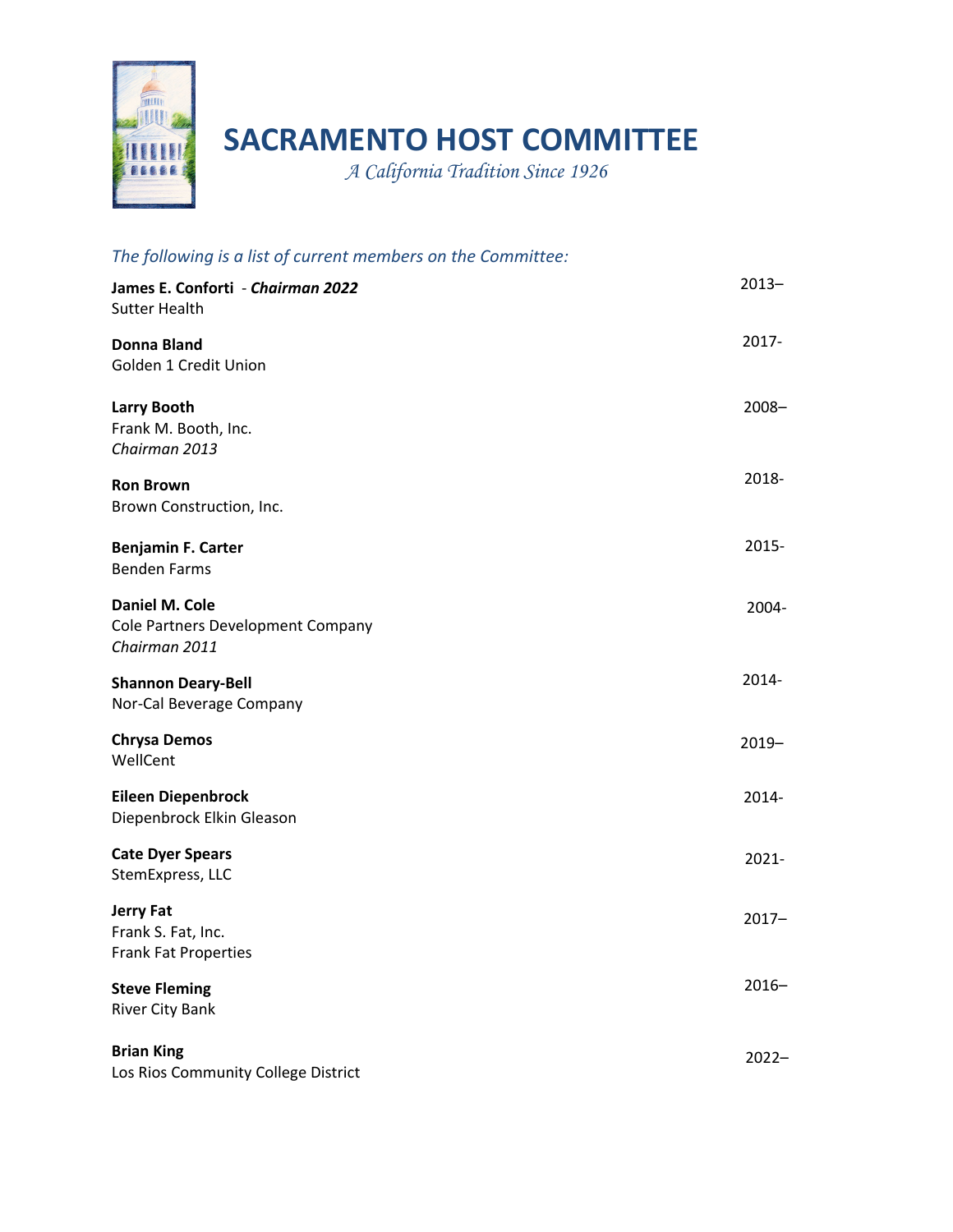# SACRAMENTO HOST COMMITTEE

*A California Tradition Since 1926*

*The following is a list of current members on the Committee:*

**James E. Conforti** - ***Chairman 2022*** — 2013–
Sutter Health

**Donna Bland** — 2017-
Golden 1 Credit Union

**Larry Booth** — 2008–
Frank M. Booth, Inc.
*Chairman 2013*

**Ron Brown** — 2018-
Brown Construction, Inc.

**Benjamin F. Carter** — 2015-
Benden Farms

**Daniel M. Cole** — 2004-
Cole Partners Development Company
*Chairman 2011*

**Shannon Deary-Bell** — 2014-
Nor-Cal Beverage Company

**Chrysa Demos** — 2019–
WellCent

**Eileen Diepenbrock** — 2014-
Diepenbrock Elkin Gleason

**Cate Dyer Spears** — 2021-
StemExpress, LLC

**Jerry Fat** — 2017–
Frank S. Fat, Inc.
Frank Fat Properties

**Steve Fleming** — 2016–
River City Bank

**Brian King** — 2022–
Los Rios Community College District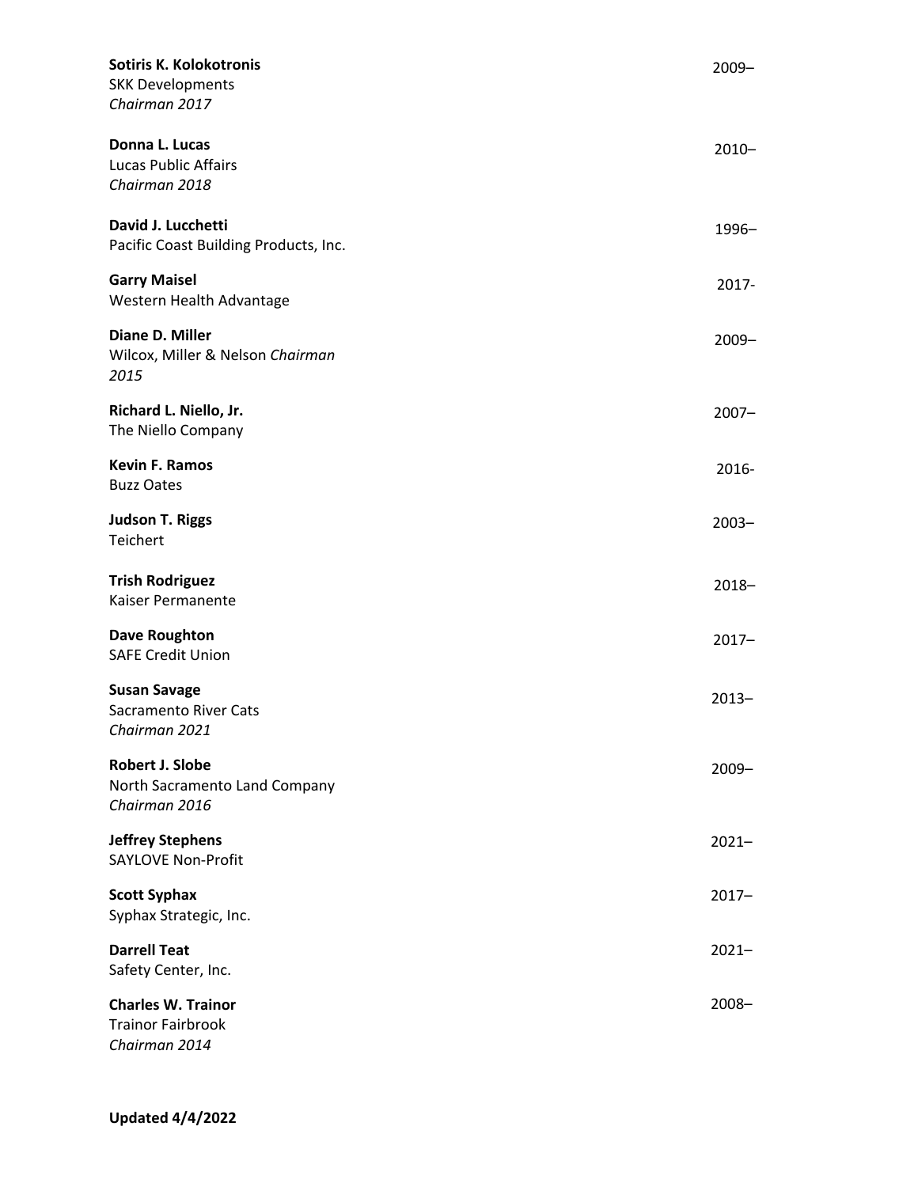**Sotiris K. Kolokotronis**
SKK Developments
*Chairman 2017*
2009–

**Donna L. Lucas**
Lucas Public Affairs
*Chairman 2018*
2010–

**David J. Lucchetti**
Pacific Coast Building Products, Inc.
1996–

**Garry Maisel**
Western Health Advantage
2017-

**Diane D. Miller**
Wilcox, Miller & Nelson *Chairman 2015*
2009–

**Richard L. Niello, Jr.**
The Niello Company
2007–

**Kevin F. Ramos**
Buzz Oates
2016-

**Judson T. Riggs**
Teichert
2003–

**Trish Rodriguez**
Kaiser Permanente
2018–

**Dave Roughton**
SAFE Credit Union
2017–

**Susan Savage**
Sacramento River Cats
*Chairman 2021*
2013–

**Robert J. Slobe**
North Sacramento Land Company
*Chairman 2016*
2009–

**Jeffrey Stephens**
SAYLOVE Non-Profit
2021–

**Scott Syphax**
Syphax Strategic, Inc.
2017–

**Darrell Teat**
Safety Center, Inc.
2021–

**Charles W. Trainor**
Trainor Fairbrook
*Chairman 2014*
2008–

**Updated 4/4/2022**